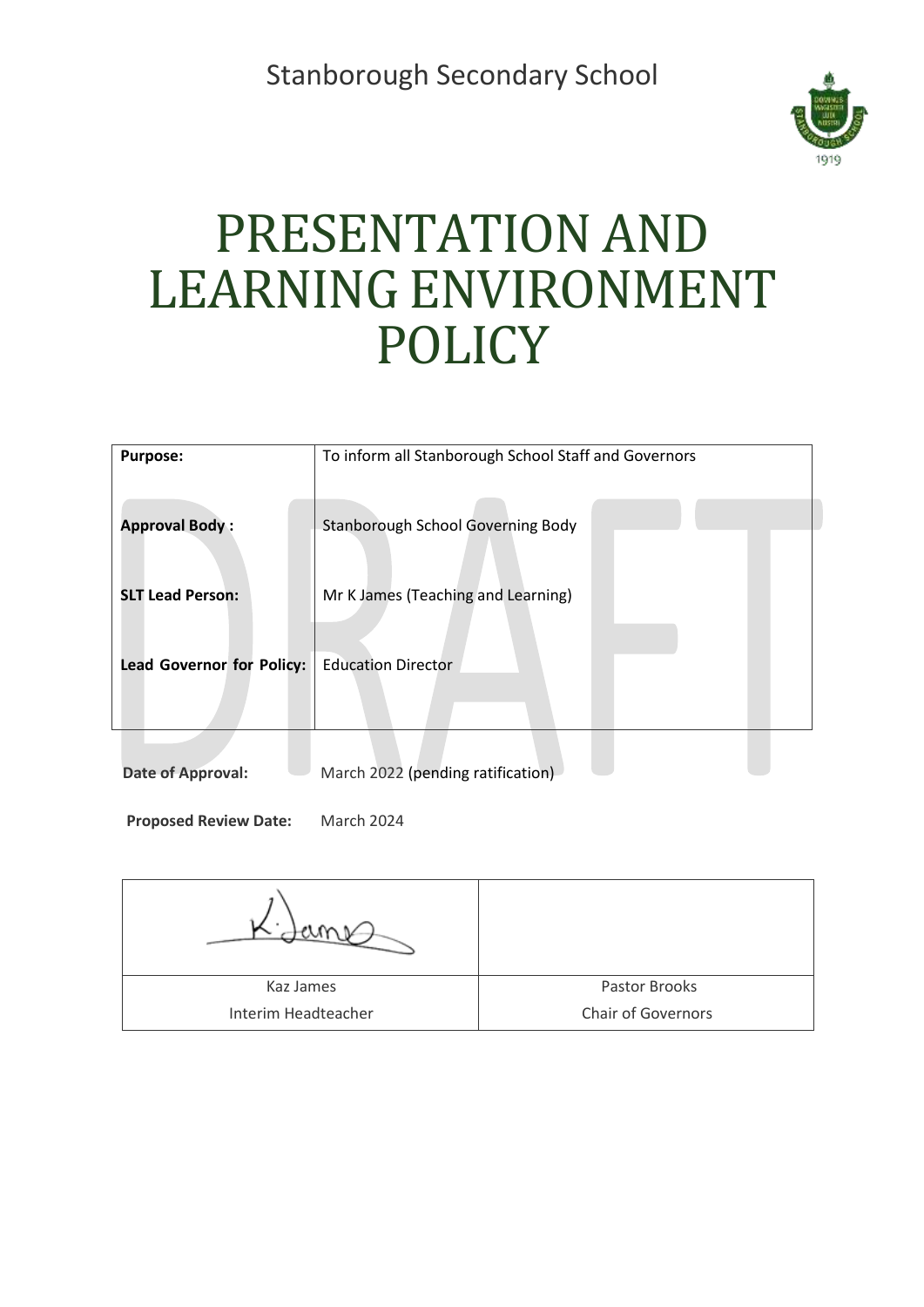Stanborough Secondary School

# PRESENTATION AND LEARNING ENVIRONMENT POLICY

| | |
|---|---|
| **Purpose:** | To inform all Stanborough School Staff and Governors |
| **Approval Body :** | Stanborough School Governing Body |
| **SLT Lead Person:** | Mr K James (Teaching and Learning) |
| **Lead Governor for Policy:** | Education Director |

**Date of Approval:** March 2022 (pending ratification)

**Proposed Review Date:** March 2024

| | |
|---|---|
| Kaz James<br>Interim Headteacher | Pastor Brooks<br>Chair of Governors |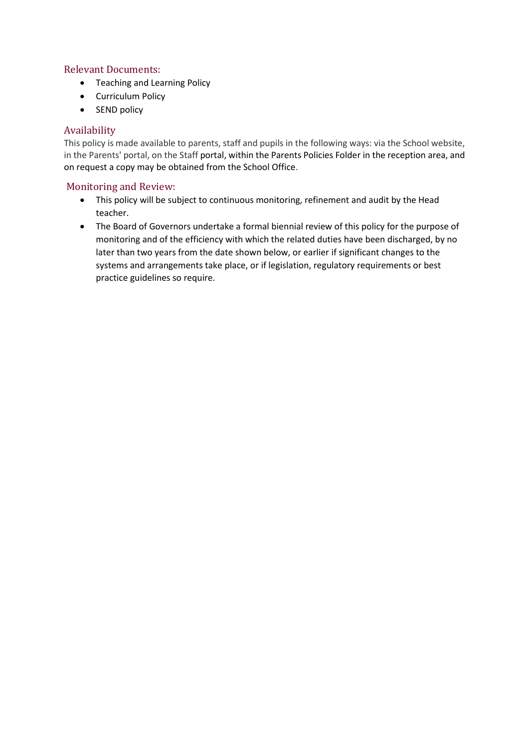## Relevant Documents:

- Teaching and Learning Policy
- Curriculum Policy
- SEND policy

## Availability

This policy is made available to parents, staff and pupils in the following ways: via the School website, in the Parents' portal, on the Staff portal, within the Parents Policies Folder in the reception area, and on request a copy may be obtained from the School Office.

## Monitoring and Review:

- This policy will be subject to continuous monitoring, refinement and audit by the Head teacher.
- The Board of Governors undertake a formal biennial review of this policy for the purpose of monitoring and of the efficiency with which the related duties have been discharged, by no later than two years from the date shown below, or earlier if significant changes to the systems and arrangements take place, or if legislation, regulatory requirements or best practice guidelines so require.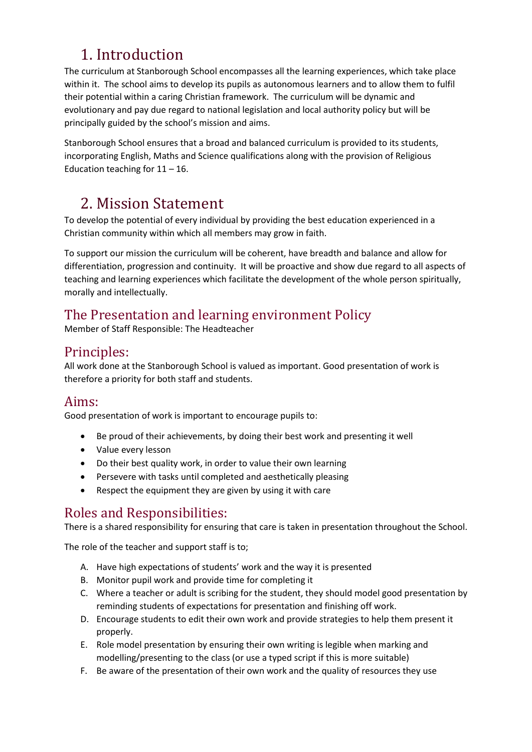# 1. Introduction

The curriculum at Stanborough School encompasses all the learning experiences, which take place within it. The school aims to develop its pupils as autonomous learners and to allow them to fulfil their potential within a caring Christian framework. The curriculum will be dynamic and evolutionary and pay due regard to national legislation and local authority policy but will be principally guided by the school's mission and aims.

Stanborough School ensures that a broad and balanced curriculum is provided to its students, incorporating English, Maths and Science qualifications along with the provision of Religious Education teaching for 11 – 16.

# 2. Mission Statement

To develop the potential of every individual by providing the best education experienced in a Christian community within which all members may grow in faith.

To support our mission the curriculum will be coherent, have breadth and balance and allow for differentiation, progression and continuity. It will be proactive and show due regard to all aspects of teaching and learning experiences which facilitate the development of the whole person spiritually, morally and intellectually.

## The Presentation and learning environment Policy

Member of Staff Responsible: The Headteacher

## Principles:

All work done at the Stanborough School is valued as important. Good presentation of work is therefore a priority for both staff and students.

## Aims:

Good presentation of work is important to encourage pupils to:

- Be proud of their achievements, by doing their best work and presenting it well
- Value every lesson
- Do their best quality work, in order to value their own learning
- Persevere with tasks until completed and aesthetically pleasing
- Respect the equipment they are given by using it with care

## Roles and Responsibilities:

There is a shared responsibility for ensuring that care is taken in presentation throughout the School.

The role of the teacher and support staff is to;

A. Have high expectations of students' work and the way it is presented
B. Monitor pupil work and provide time for completing it
C. Where a teacher or adult is scribing for the student, they should model good presentation by reminding students of expectations for presentation and finishing off work.
D. Encourage students to edit their own work and provide strategies to help them present it properly.
E. Role model presentation by ensuring their own writing is legible when marking and modelling/presenting to the class (or use a typed script if this is more suitable)
F. Be aware of the presentation of their own work and the quality of resources they use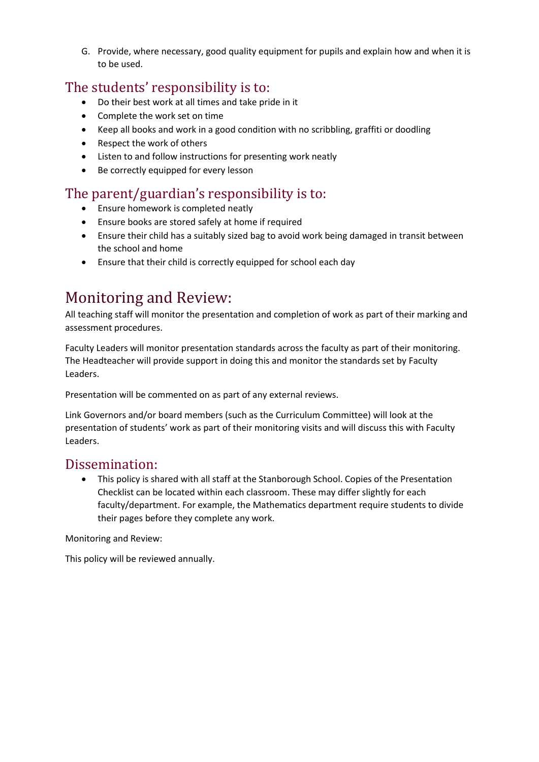G. Provide, where necessary, good quality equipment for pupils and explain how and when it is to be used.

## The students' responsibility is to:

- Do their best work at all times and take pride in it
- Complete the work set on time
- Keep all books and work in a good condition with no scribbling, graffiti or doodling
- Respect the work of others
- Listen to and follow instructions for presenting work neatly
- Be correctly equipped for every lesson

## The parent/guardian's responsibility is to:

- Ensure homework is completed neatly
- Ensure books are stored safely at home if required
- Ensure their child has a suitably sized bag to avoid work being damaged in transit between the school and home
- Ensure that their child is correctly equipped for school each day

# Monitoring and Review:

All teaching staff will monitor the presentation and completion of work as part of their marking and assessment procedures.

Faculty Leaders will monitor presentation standards across the faculty as part of their monitoring. The Headteacher will provide support in doing this and monitor the standards set by Faculty Leaders.

Presentation will be commented on as part of any external reviews.

Link Governors and/or board members (such as the Curriculum Committee) will look at the presentation of students' work as part of their monitoring visits and will discuss this with Faculty Leaders.

## Dissemination:

- This policy is shared with all staff at the Stanborough School. Copies of the Presentation Checklist can be located within each classroom. These may differ slightly for each faculty/department. For example, the Mathematics department require students to divide their pages before they complete any work.

Monitoring and Review:

This policy will be reviewed annually.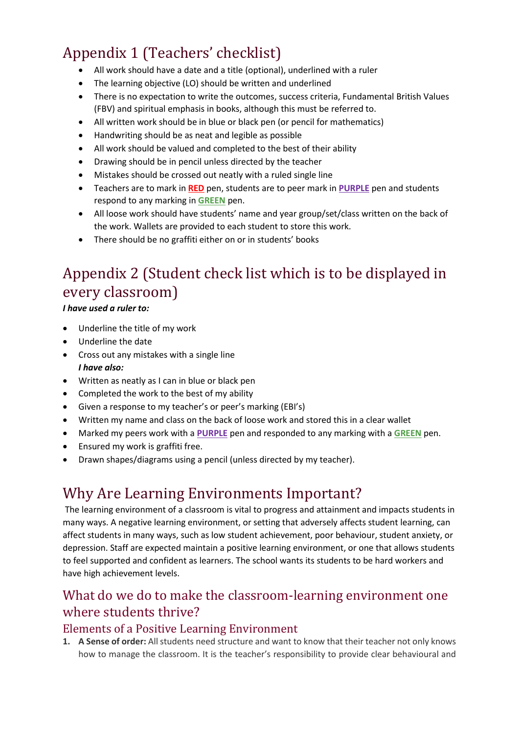# Appendix 1 (Teachers' checklist)

- All work should have a date and a title (optional), underlined with a ruler
- The learning objective (LO) should be written and underlined
- There is no expectation to write the outcomes, success criteria, Fundamental British Values (FBV) and spiritual emphasis in books, although this must be referred to.
- All written work should be in blue or black pen (or pencil for mathematics)
- Handwriting should be as neat and legible as possible
- All work should be valued and completed to the best of their ability
- Drawing should be in pencil unless directed by the teacher
- Mistakes should be crossed out neatly with a ruled single line
- Teachers are to mark in **RED** pen, students are to peer mark in **PURPLE** pen and students respond to any marking in **GREEN** pen.
- All loose work should have students' name and year group/set/class written on the back of the work. Wallets are provided to each student to store this work.
- There should be no graffiti either on or in students' books

# Appendix 2 (Student check list which is to be displayed in every classroom)

***I have used a ruler to:***

- Underline the title of my work
- Underline the date
- Cross out any mistakes with a single line

***I have also:***

- Written as neatly as I can in blue or black pen
- Completed the work to the best of my ability
- Given a response to my teacher's or peer's marking (EBI's)
- Written my name and class on the back of loose work and stored this in a clear wallet
- Marked my peers work with a **PURPLE** pen and responded to any marking with a **GREEN** pen.
- Ensured my work is graffiti free.
- Drawn shapes/diagrams using a pencil (unless directed by my teacher).

# Why Are Learning Environments Important?

The learning environment of a classroom is vital to progress and attainment and impacts students in many ways. A negative learning environment, or setting that adversely affects student learning, can affect students in many ways, such as low student achievement, poor behaviour, student anxiety, or depression. Staff are expected maintain a positive learning environment, or one that allows students to feel supported and confident as learners. The school wants its students to be hard workers and have high achievement levels.

## What do we do to make the classroom-learning environment one where students thrive?

### Elements of a Positive Learning Environment

1. **A Sense of order:** All students need structure and want to know that their teacher not only knows how to manage the classroom. It is the teacher's responsibility to provide clear behavioural and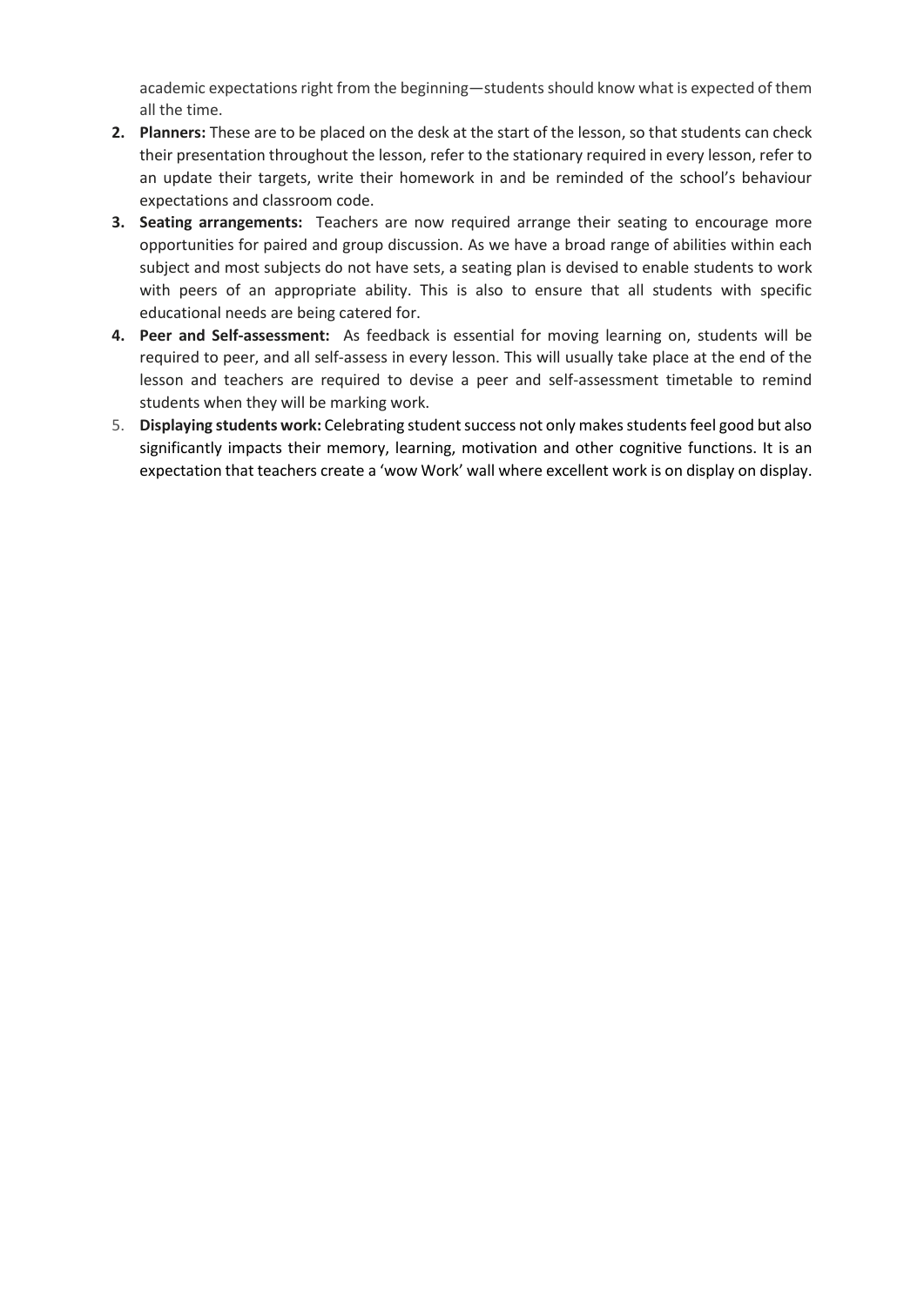academic expectations right from the beginning—students should know what is expected of them all the time.

2. **Planners:** These are to be placed on the desk at the start of the lesson, so that students can check their presentation throughout the lesson, refer to the stationary required in every lesson, refer to an update their targets, write their homework in and be reminded of the school's behaviour expectations and classroom code.
3. **Seating arrangements:** Teachers are now required arrange their seating to encourage more opportunities for paired and group discussion. As we have a broad range of abilities within each subject and most subjects do not have sets, a seating plan is devised to enable students to work with peers of an appropriate ability. This is also to ensure that all students with specific educational needs are being catered for.
4. **Peer and Self-assessment:** As feedback is essential for moving learning on, students will be required to peer, and all self-assess in every lesson. This will usually take place at the end of the lesson and teachers are required to devise a peer and self-assessment timetable to remind students when they will be marking work.
5. **Displaying students work:** Celebrating student success not only makes students feel good but also significantly impacts their memory, learning, motivation and other cognitive functions. It is an expectation that teachers create a 'wow Work' wall where excellent work is on display on display.